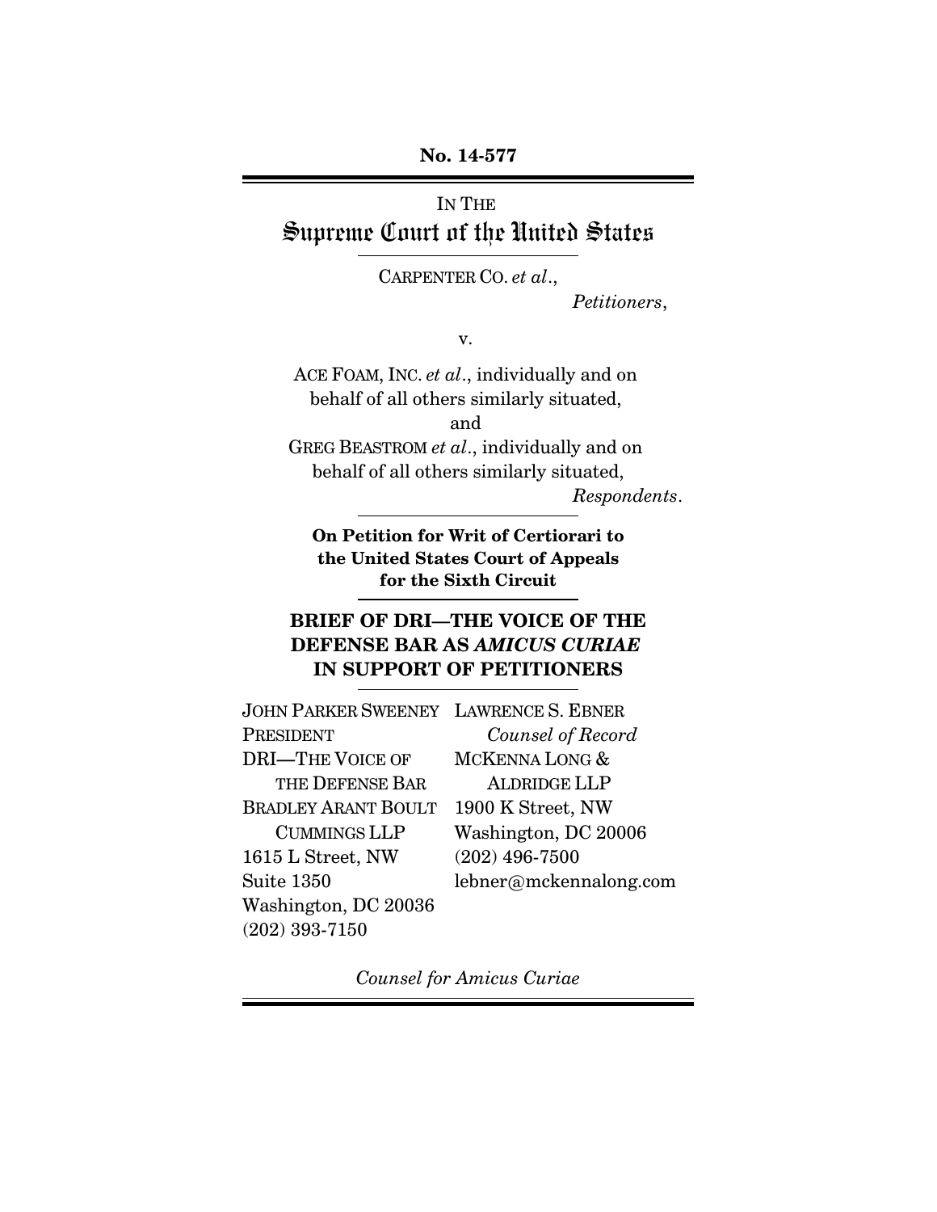**No. 14-577**

IN THE

# Supreme Court of the United States

CARPENTER CO. *et al*.,

*Petitioners*,

v.

ACE FOAM, INC. *et al*., individually and on behalf of all others similarly situated,

and

GREG BEASTROM *et al*., individually and on behalf of all others similarly situated,

*Respondents*.

**On Petition for Writ of Certiorari to the United States Court of Appeals for the Sixth Circuit**

## BRIEF OF DRI—THE VOICE OF THE DEFENSE BAR AS *AMICUS CURIAE* IN SUPPORT OF PETITIONERS

JOHN PARKER SWEENEY
PRESIDENT
DRI—THE VOICE OF THE DEFENSE BAR
BRADLEY ARANT BOULT CUMMINGS LLP
1615 L Street, NW
Suite 1350
Washington, DC 20036
(202) 393-7150

LAWRENCE S. EBNER
*Counsel of Record*
MCKENNA LONG & ALDRIDGE LLP
1900 K Street, NW
Washington, DC 20006
(202) 496-7500
lebner@mckennalong.com

*Counsel for Amicus Curiae*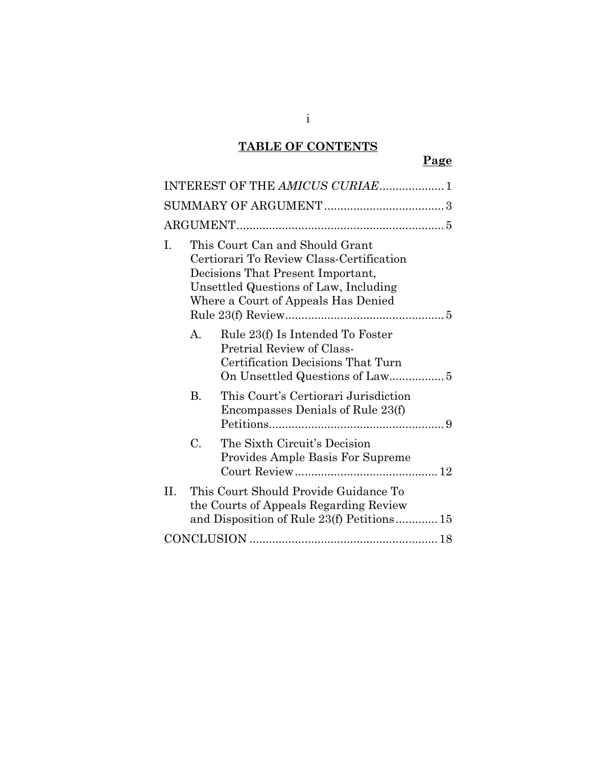## TABLE OF CONTENTS

| | Page |
|---|---|
| INTEREST OF THE *AMICUS CURIAE* | 1 |
| SUMMARY OF ARGUMENT | 3 |
| ARGUMENT | 5 |
| I. This Court Can and Should Grant Certiorari To Review Class-Certification Decisions That Present Important, Unsettled Questions of Law, Including Where a Court of Appeals Has Denied Rule 23(f) Review | 5 |
| A. Rule 23(f) Is Intended To Foster Pretrial Review of Class-Certification Decisions That Turn On Unsettled Questions of Law | 5 |
| B. This Court's Certiorari Jurisdiction Encompasses Denials of Rule 23(f) Petitions | 9 |
| C. The Sixth Circuit's Decision Provides Ample Basis For Supreme Court Review | 12 |
| II. This Court Should Provide Guidance To the Courts of Appeals Regarding Review and Disposition of Rule 23(f) Petitions | 15 |
| CONCLUSION | 18 |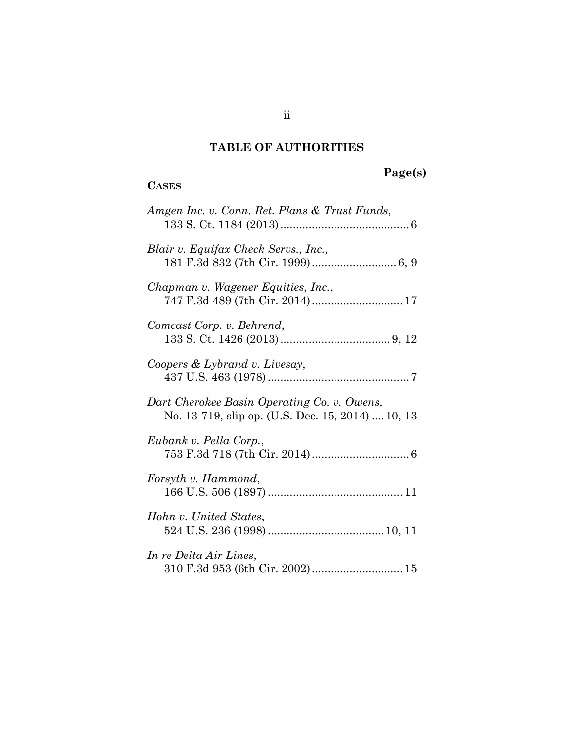## TABLE OF AUTHORITIES

**Page(s)**

**CASES**

*Amgen Inc. v. Conn. Ret. Plans & Trust Funds*,
133 S. Ct. 1184 (2013) ........................................ 6

*Blair v. Equifax Check Servs., Inc.,*
181 F.3d 832 (7th Cir. 1999) .......................... 6, 9

*Chapman v. Wagener Equities, Inc.*,
747 F.3d 489 (7th Cir. 2014) ............................ 17

*Comcast Corp. v. Behrend*,
133 S. Ct. 1426 (2013) .................................. 9, 12

*Coopers & Lybrand v. Livesay*,
437 U.S. 463 (1978) ............................................ 7

*Dart Cherokee Basin Operating Co. v. Owens,*
No. 13-719, slip op. (U.S. Dec. 15, 2014) .... 10, 13

*Eubank v. Pella Corp.*,
753 F.3d 718 (7th Cir. 2014) .............................. 6

*Forsyth v. Hammond*,
166 U.S. 506 (1897) .......................................... 11

*Hohn v. United States*,
524 U.S. 236 (1998) .................................... 10, 11

*In re Delta Air Lines*,
310 F.3d 953 (6th Cir. 2002) ............................ 15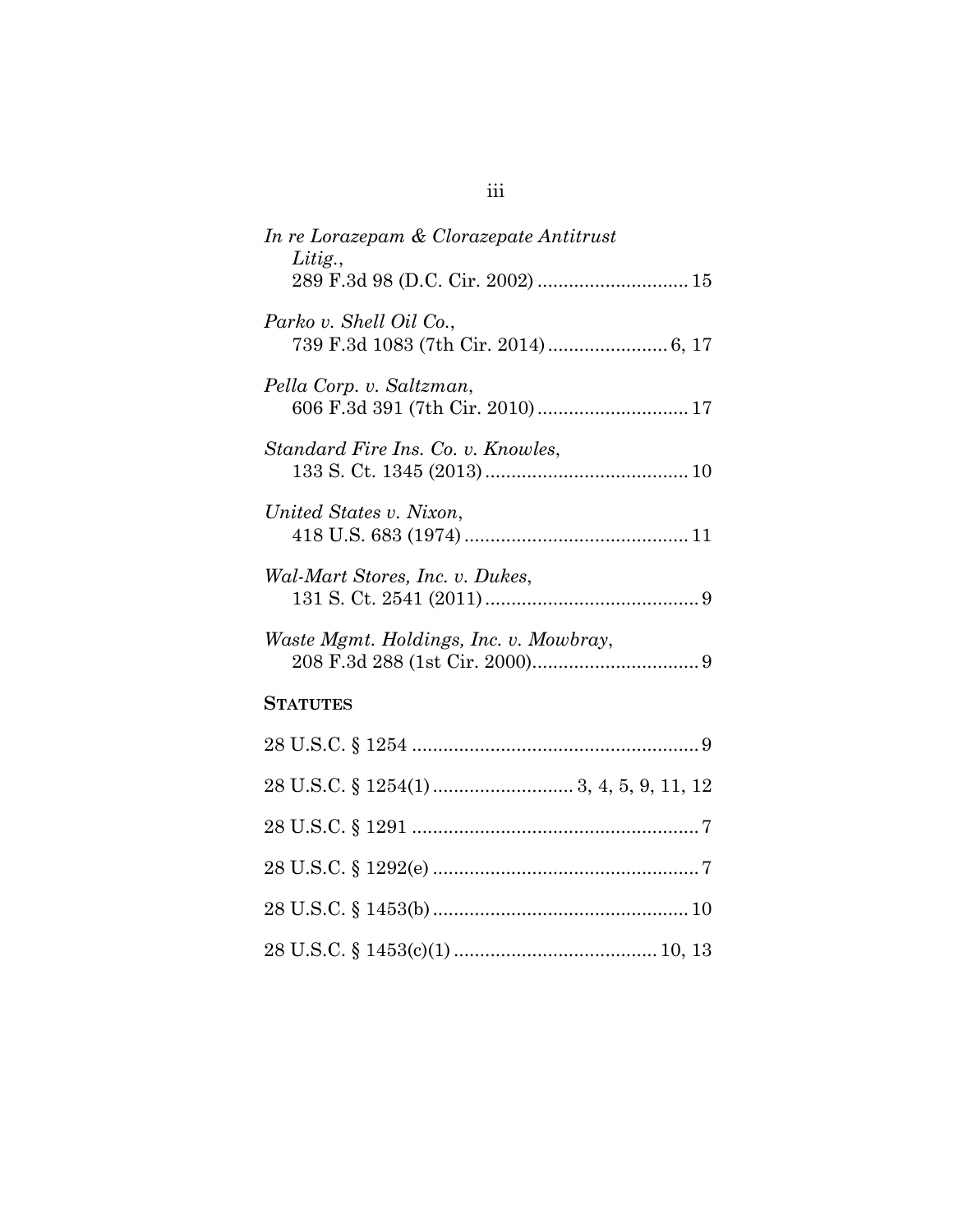*In re Lorazepam & Clorazepate Antitrust Litig.*,
289 F.3d 98 (D.C. Cir. 2002) ............................ 15

*Parko v. Shell Oil Co.*,
739 F.3d 1083 (7th Cir. 2014) ...................... 6, 17

*Pella Corp. v. Saltzman*,
606 F.3d 391 (7th Cir. 2010) ............................ 17

*Standard Fire Ins. Co. v. Knowles*,
133 S. Ct. 1345 (2013) ...................................... 10

*United States v. Nixon*,
418 U.S. 683 (1974) .......................................... 11

*Wal-Mart Stores, Inc. v. Dukes*,
131 S. Ct. 2541 (2011) ........................................ 9

*Waste Mgmt. Holdings, Inc. v. Mowbray*,
208 F.3d 288 (1st Cir. 2000)............................... 9

**STATUTES**

28 U.S.C. § 1254 ...................................................... 9

28 U.S.C. § 1254(1) .......................... 3, 4, 5, 9, 11, 12

28 U.S.C. § 1291 ...................................................... 7

28 U.S.C. § 1292(e) .................................................. 7

28 U.S.C. § 1453(b) ................................................ 10

28 U.S.C. § 1453(c)(1) ...................................... 10, 13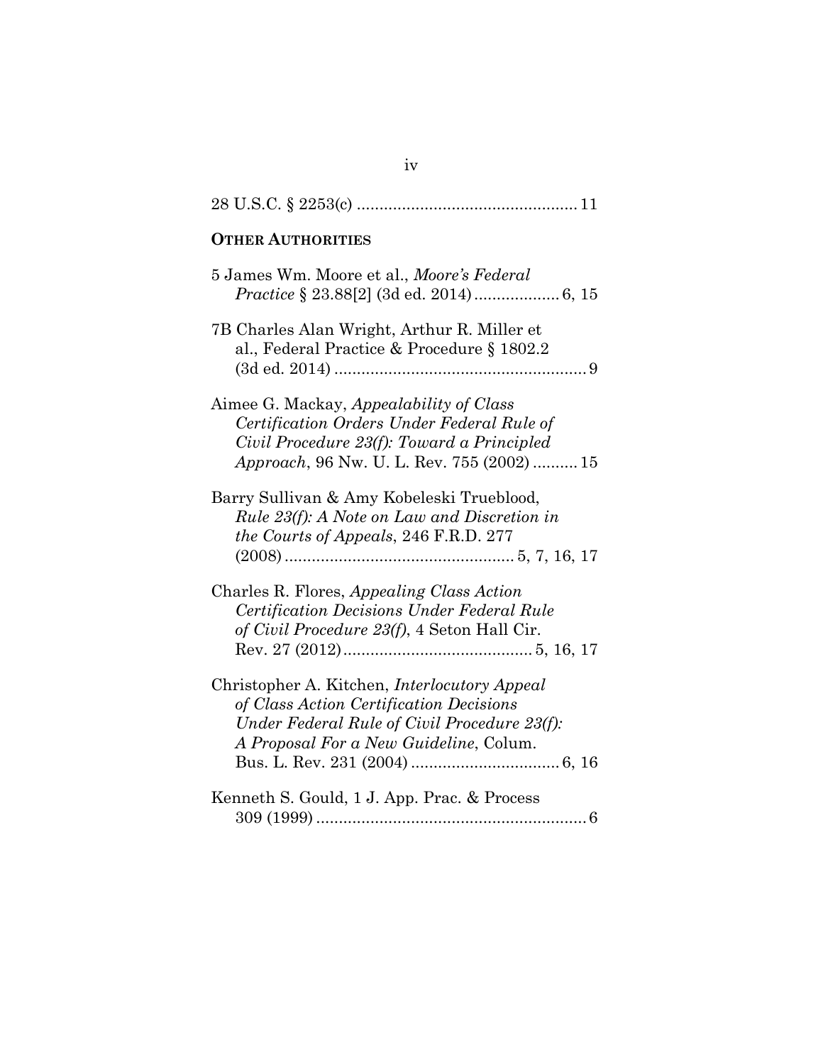28 U.S.C. § 2253(c) ................................................ 11

**OTHER AUTHORITIES**

5 James Wm. Moore et al., *Moore's Federal Practice* § 23.88[2] (3d ed. 2014) ................... 6, 15

7B Charles Alan Wright, Arthur R. Miller et al., Federal Practice & Procedure § 1802.2 (3d ed. 2014) ........................................................ 9

Aimee G. Mackay, *Appealability of Class Certification Orders Under Federal Rule of Civil Procedure 23(f): Toward a Principled Approach*, 96 Nw. U. L. Rev. 755 (2002) .......... 15

Barry Sullivan & Amy Kobeleski Trueblood, *Rule 23(f): A Note on Law and Discretion in the Courts of Appeals*, 246 F.R.D. 277 (2008) .................................................. 5, 7, 16, 17

Charles R. Flores, *Appealing Class Action Certification Decisions Under Federal Rule of Civil Procedure 23(f)*, 4 Seton Hall Cir. Rev. 27 (2012) .......................................... 5, 16, 17

Christopher A. Kitchen, *Interlocutory Appeal of Class Action Certification Decisions Under Federal Rule of Civil Procedure 23(f): A Proposal For a New Guideline*, Colum. Bus. L. Rev. 231 (2004) ................................. 6, 16

Kenneth S. Gould, 1 J. App. Prac. & Process 309 (1999) ............................................................ 6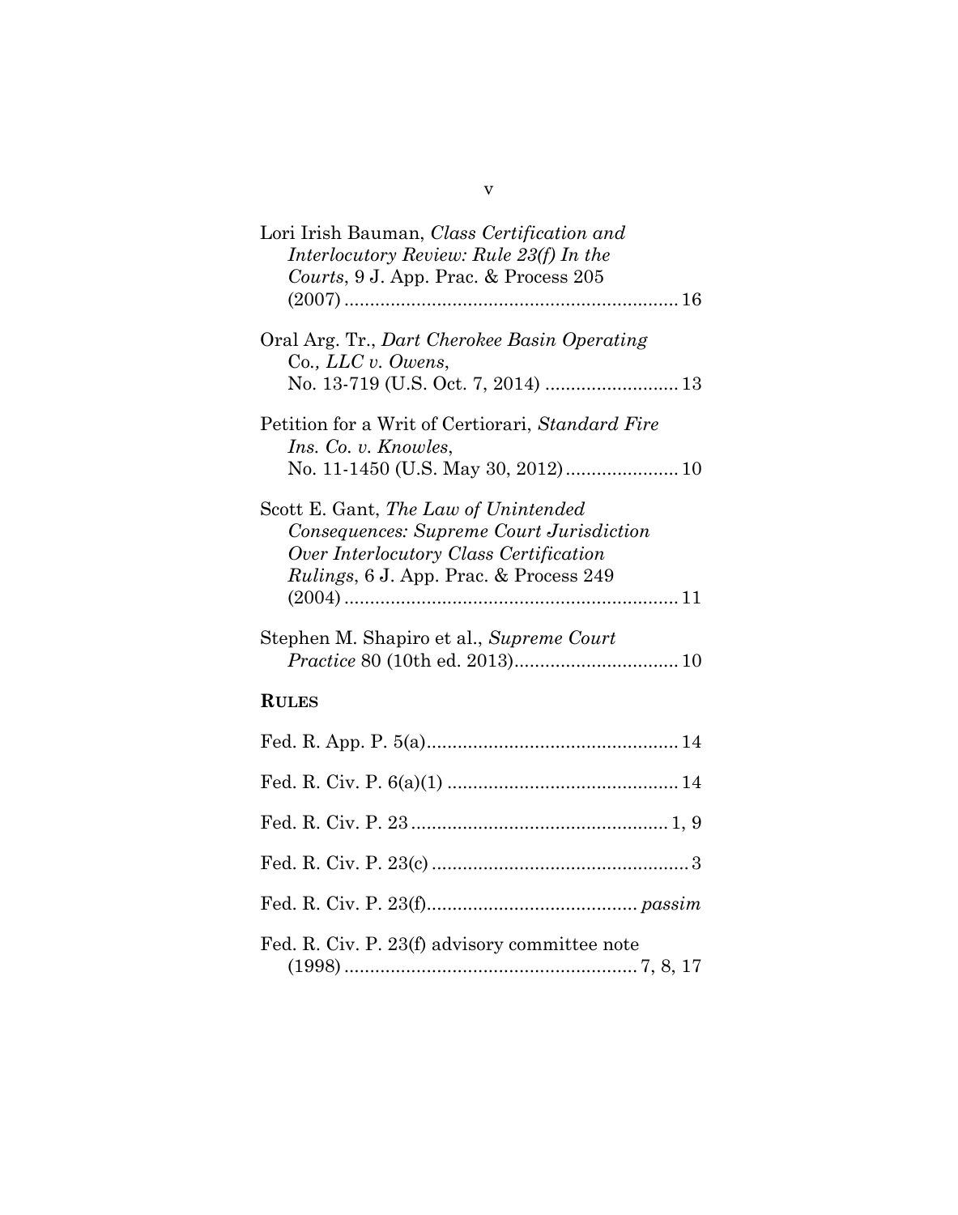Lori Irish Bauman, *Class Certification and Interlocutory Review: Rule 23(f) In the Courts*, 9 J. App. Prac. & Process 205 (2007) ................................................................ 16

Oral Arg. Tr., *Dart Cherokee Basin Operating* Co.*, LLC v. Owens*, No. 13-719 (U.S. Oct. 7, 2014) .......................... 13

Petition for a Writ of Certiorari, *Standard Fire Ins. Co. v. Knowles*, No. 11-1450 (U.S. May 30, 2012) ...................... 10

Scott E. Gant, *The Law of Unintended Consequences: Supreme Court Jurisdiction Over Interlocutory Class Certification Rulings*, 6 J. App. Prac. & Process 249 (2004) ................................................................ 11

Stephen M. Shapiro et al., *Supreme Court Practice* 80 (10th ed. 2013)................................ 10

**RULES**

Fed. R. App. P. 5(a)................................................ 14

Fed. R. Civ. P. 6(a)(1) ............................................ 14

Fed. R. Civ. P. 23 ................................................. 1, 9

Fed. R. Civ. P. 23(c) ................................................. 3

Fed. R. Civ. P. 23(f)......................................... *passim*

Fed. R. Civ. P. 23(f) advisory committee note (1998) ........................................................ 7, 8, 17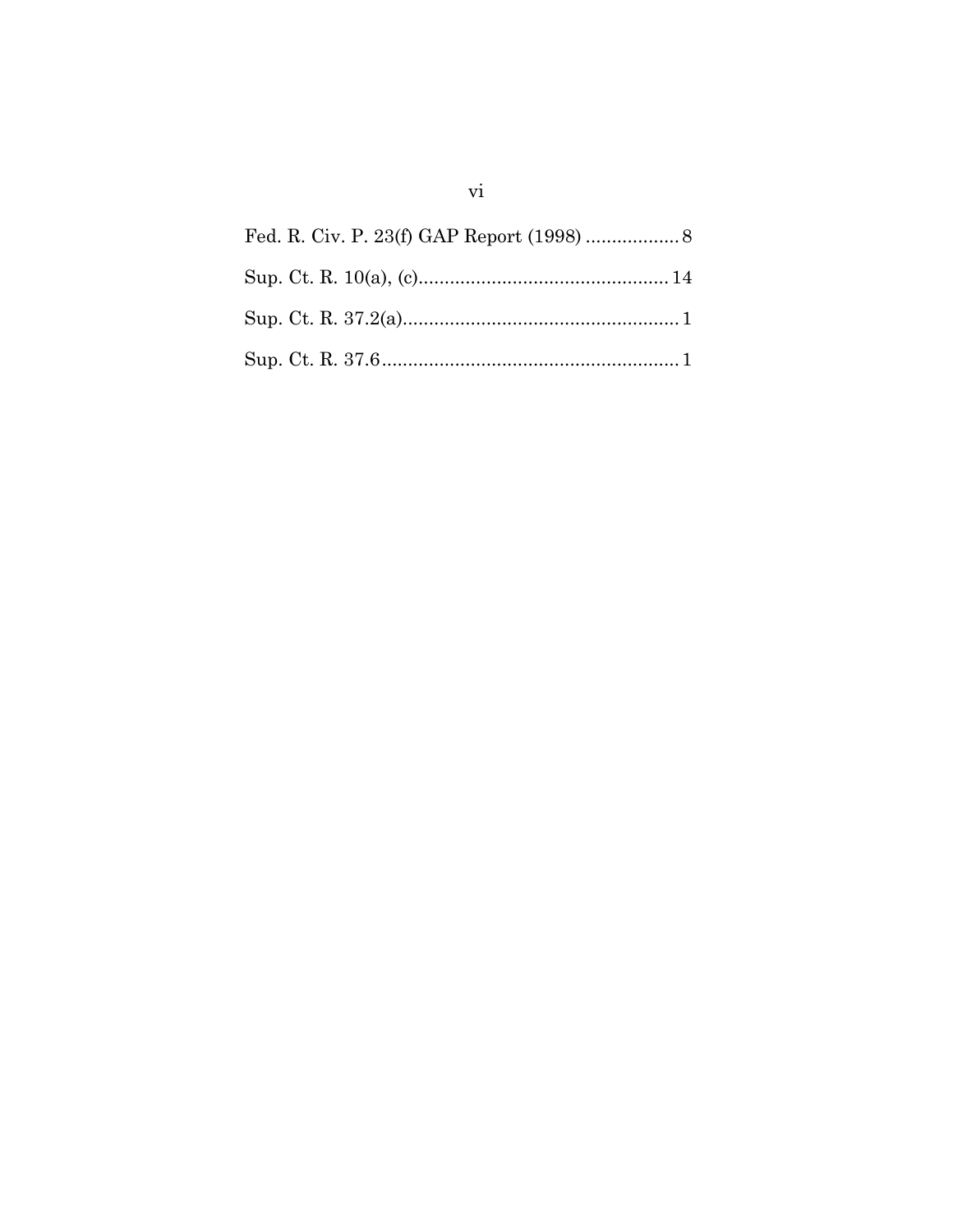Fed. R. Civ. P. 23(f) GAP Report (1998) .................. 8

Sup. Ct. R. 10(a), (c)................................................ 14

Sup. Ct. R. 37.2(a)..................................................... 1

Sup. Ct. R. 37.6......................................................... 1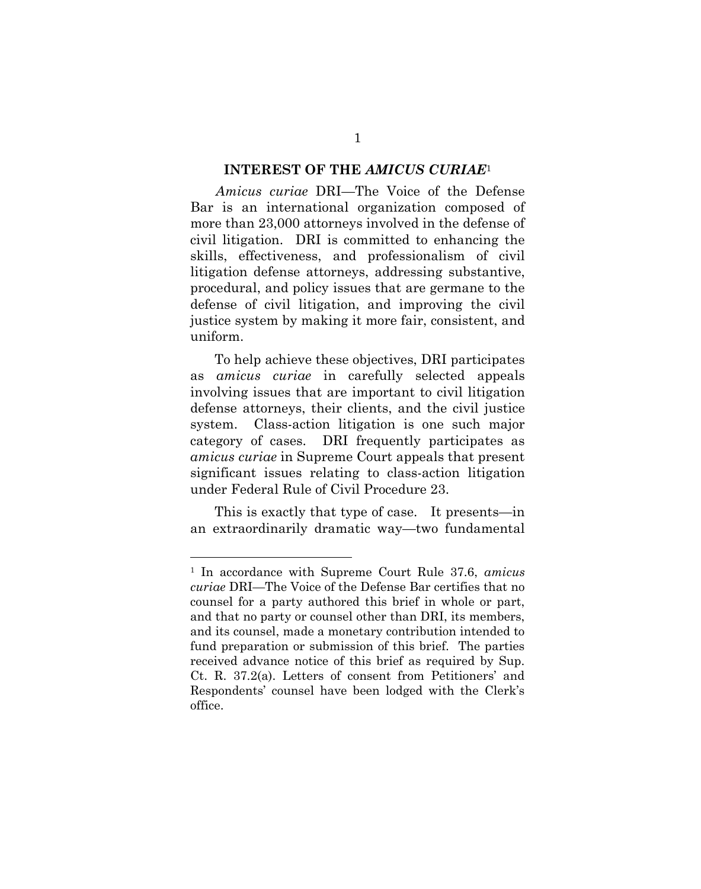## INTEREST OF THE *AMICUS CURIAE*[1]

*Amicus curiae* DRI—The Voice of the Defense Bar is an international organization composed of more than 23,000 attorneys involved in the defense of civil litigation. DRI is committed to enhancing the skills, effectiveness, and professionalism of civil litigation defense attorneys, addressing substantive, procedural, and policy issues that are germane to the defense of civil litigation, and improving the civil justice system by making it more fair, consistent, and uniform.

To help achieve these objectives, DRI participates as *amicus curiae* in carefully selected appeals involving issues that are important to civil litigation defense attorneys, their clients, and the civil justice system. Class-action litigation is one such major category of cases. DRI frequently participates as *amicus curiae* in Supreme Court appeals that present significant issues relating to class-action litigation under Federal Rule of Civil Procedure 23.

This is exactly that type of case. It presents—in an extraordinarily dramatic way—two fundamental

---

[1] In accordance with Supreme Court Rule 37.6, *amicus curiae* DRI—The Voice of the Defense Bar certifies that no counsel for a party authored this brief in whole or part, and that no party or counsel other than DRI, its members, and its counsel, made a monetary contribution intended to fund preparation or submission of this brief. The parties received advance notice of this brief as required by Sup. Ct. R. 37.2(a). Letters of consent from Petitioners' and Respondents' counsel have been lodged with the Clerk's office.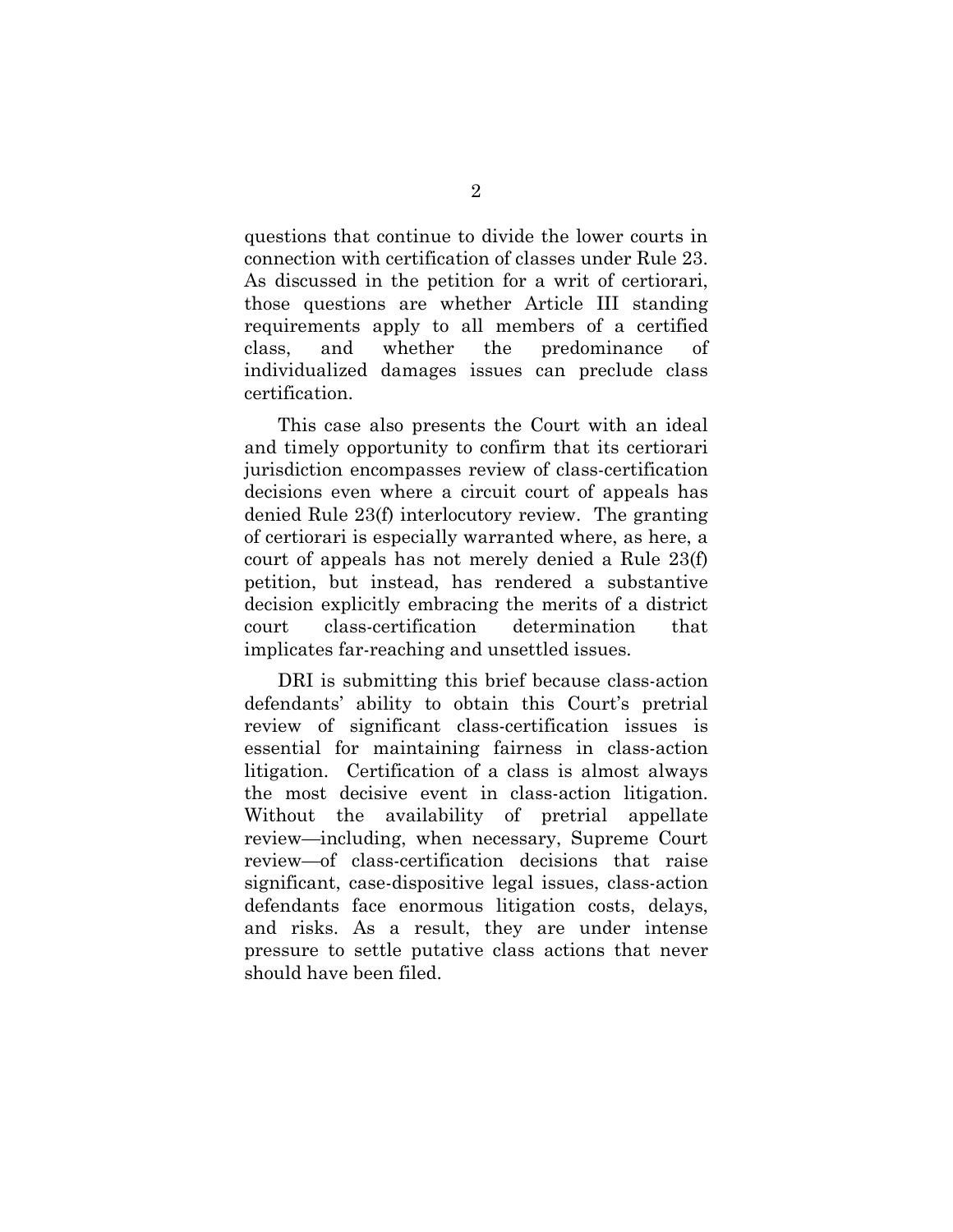questions that continue to divide the lower courts in connection with certification of classes under Rule 23. As discussed in the petition for a writ of certiorari, those questions are whether Article III standing requirements apply to all members of a certified class, and whether the predominance of individualized damages issues can preclude class certification.

This case also presents the Court with an ideal and timely opportunity to confirm that its certiorari jurisdiction encompasses review of class-certification decisions even where a circuit court of appeals has denied Rule 23(f) interlocutory review. The granting of certiorari is especially warranted where, as here, a court of appeals has not merely denied a Rule 23(f) petition, but instead, has rendered a substantive decision explicitly embracing the merits of a district court class-certification determination that implicates far-reaching and unsettled issues.

DRI is submitting this brief because class-action defendants' ability to obtain this Court's pretrial review of significant class-certification issues is essential for maintaining fairness in class-action litigation. Certification of a class is almost always the most decisive event in class-action litigation. Without the availability of pretrial appellate review—including, when necessary, Supreme Court review—of class-certification decisions that raise significant, case-dispositive legal issues, class-action defendants face enormous litigation costs, delays, and risks. As a result, they are under intense pressure to settle putative class actions that never should have been filed.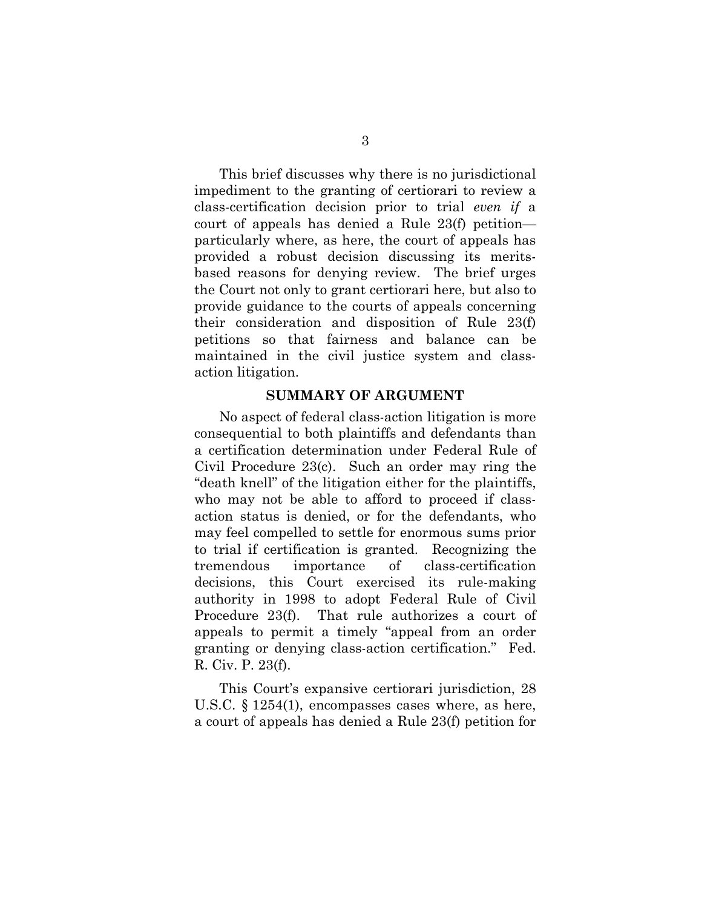This brief discusses why there is no jurisdictional impediment to the granting of certiorari to review a class-certification decision prior to trial *even if* a court of appeals has denied a Rule 23(f) petition—particularly where, as here, the court of appeals has provided a robust decision discussing its merits-based reasons for denying review. The brief urges the Court not only to grant certiorari here, but also to provide guidance to the courts of appeals concerning their consideration and disposition of Rule 23(f) petitions so that fairness and balance can be maintained in the civil justice system and class-action litigation.

## SUMMARY OF ARGUMENT

No aspect of federal class-action litigation is more consequential to both plaintiffs and defendants than a certification determination under Federal Rule of Civil Procedure 23(c). Such an order may ring the "death knell" of the litigation either for the plaintiffs, who may not be able to afford to proceed if class-action status is denied, or for the defendants, who may feel compelled to settle for enormous sums prior to trial if certification is granted. Recognizing the tremendous importance of class-certification decisions, this Court exercised its rule-making authority in 1998 to adopt Federal Rule of Civil Procedure 23(f). That rule authorizes a court of appeals to permit a timely "appeal from an order granting or denying class-action certification." Fed. R. Civ. P. 23(f).

This Court's expansive certiorari jurisdiction, 28 U.S.C. § 1254(1), encompasses cases where, as here, a court of appeals has denied a Rule 23(f) petition for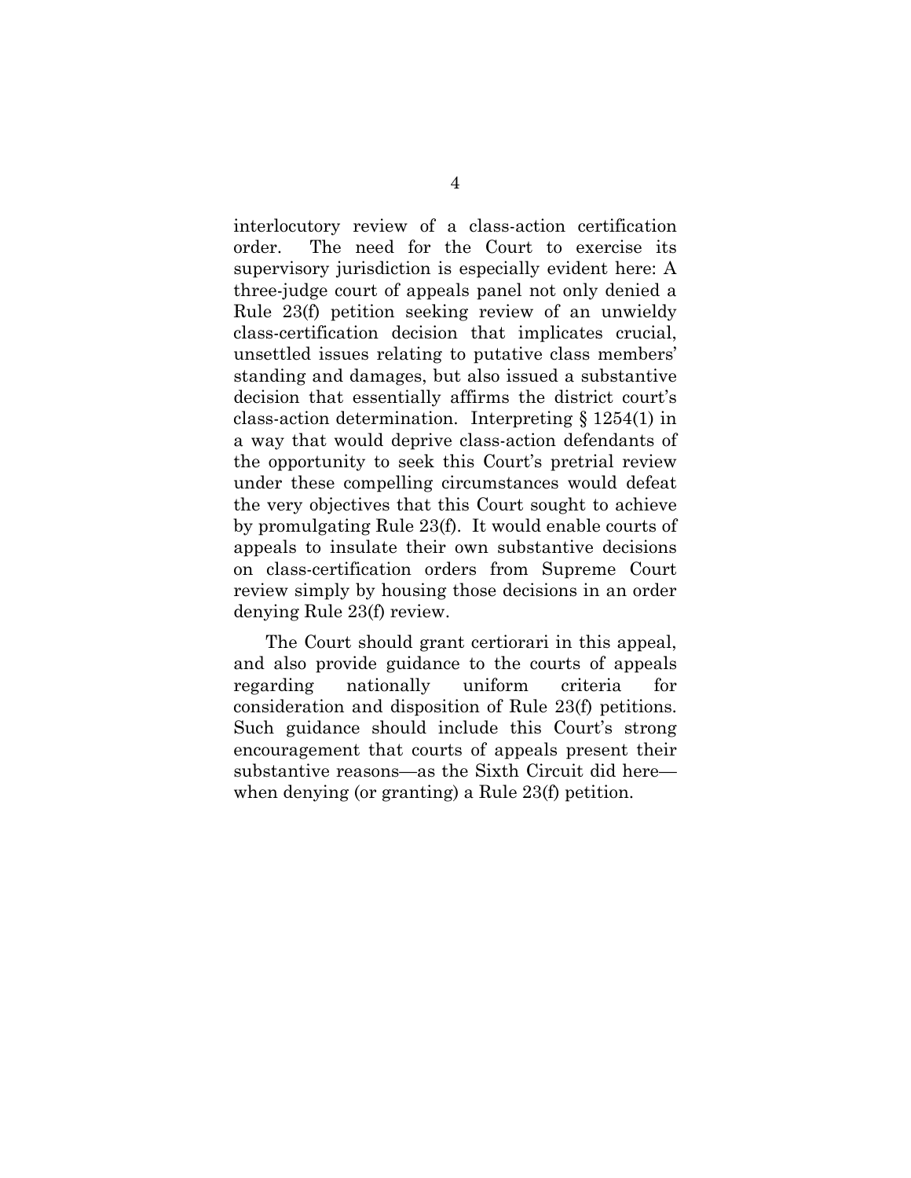interlocutory review of a class-action certification order. The need for the Court to exercise its supervisory jurisdiction is especially evident here: A three-judge court of appeals panel not only denied a Rule 23(f) petition seeking review of an unwieldy class-certification decision that implicates crucial, unsettled issues relating to putative class members' standing and damages, but also issued a substantive decision that essentially affirms the district court's class-action determination. Interpreting § 1254(1) in a way that would deprive class-action defendants of the opportunity to seek this Court's pretrial review under these compelling circumstances would defeat the very objectives that this Court sought to achieve by promulgating Rule 23(f). It would enable courts of appeals to insulate their own substantive decisions on class-certification orders from Supreme Court review simply by housing those decisions in an order denying Rule 23(f) review.

The Court should grant certiorari in this appeal, and also provide guidance to the courts of appeals regarding nationally uniform criteria for consideration and disposition of Rule 23(f) petitions. Such guidance should include this Court's strong encouragement that courts of appeals present their substantive reasons—as the Sixth Circuit did here—when denying (or granting) a Rule 23(f) petition.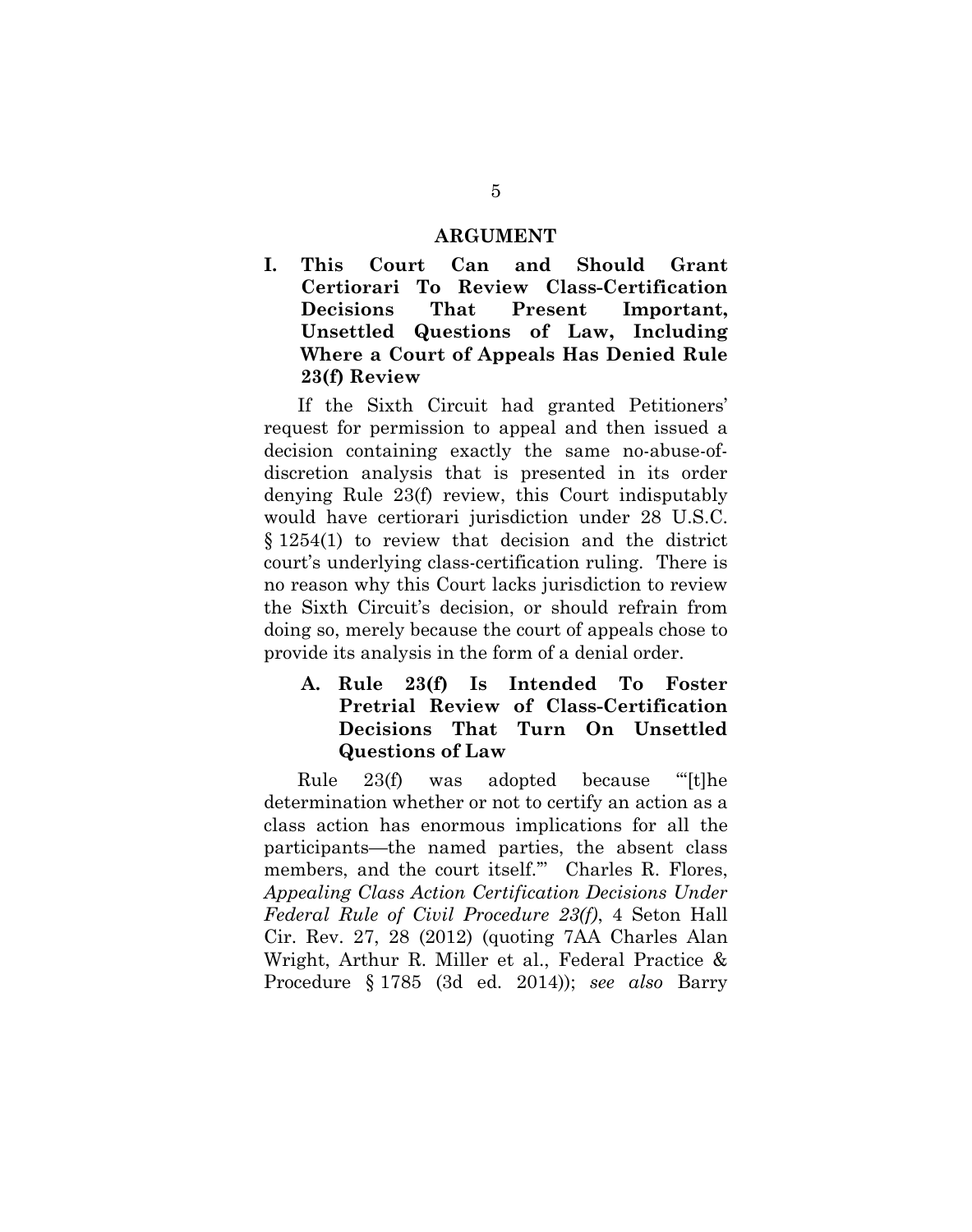## ARGUMENT

### I. This Court Can and Should Grant Certiorari To Review Class-Certification Decisions That Present Important, Unsettled Questions of Law, Including Where a Court of Appeals Has Denied Rule 23(f) Review

If the Sixth Circuit had granted Petitioners' request for permission to appeal and then issued a decision containing exactly the same no-abuse-of-discretion analysis that is presented in its order denying Rule 23(f) review, this Court indisputably would have certiorari jurisdiction under 28 U.S.C. § 1254(1) to review that decision and the district court's underlying class-certification ruling. There is no reason why this Court lacks jurisdiction to review the Sixth Circuit's decision, or should refrain from doing so, merely because the court of appeals chose to provide its analysis in the form of a denial order.

#### A. Rule 23(f) Is Intended To Foster Pretrial Review of Class-Certification Decisions That Turn On Unsettled Questions of Law

Rule 23(f) was adopted because "'[t]he determination whether or not to certify an action as a class action has enormous implications for all the participants—the named parties, the absent class members, and the court itself.'" Charles R. Flores, *Appealing Class Action Certification Decisions Under Federal Rule of Civil Procedure 23(f)*, 4 Seton Hall Cir. Rev. 27, 28 (2012) (quoting 7AA Charles Alan Wright, Arthur R. Miller et al., Federal Practice & Procedure § 1785 (3d ed. 2014)); *see also* Barry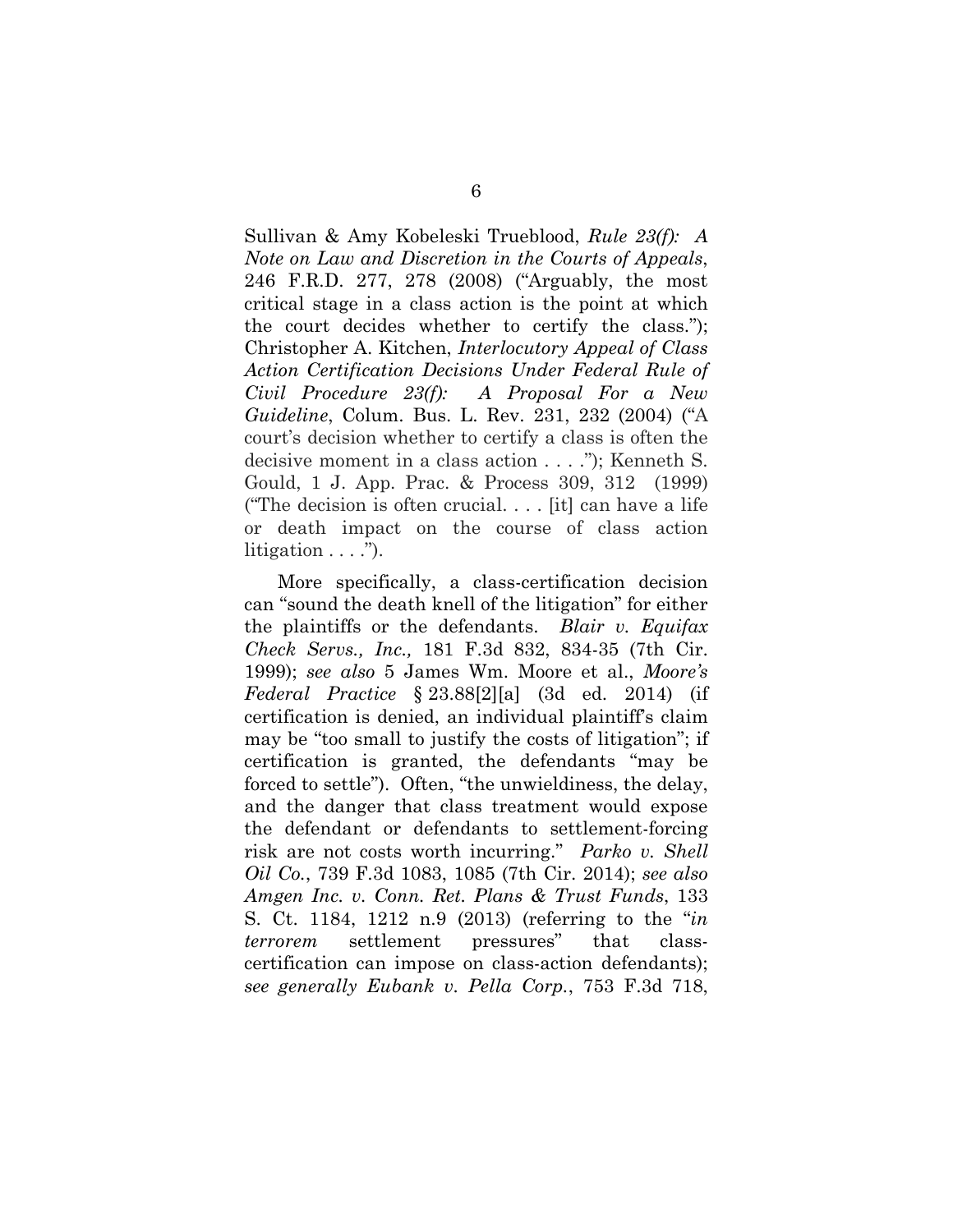Sullivan & Amy Kobeleski Trueblood, *Rule 23(f): A Note on Law and Discretion in the Courts of Appeals*, 246 F.R.D. 277, 278 (2008) ("Arguably, the most critical stage in a class action is the point at which the court decides whether to certify the class."); Christopher A. Kitchen, *Interlocutory Appeal of Class Action Certification Decisions Under Federal Rule of Civil Procedure 23(f): A Proposal For a New Guideline*, Colum. Bus. L. Rev. 231, 232 (2004) ("A court's decision whether to certify a class is often the decisive moment in a class action . . . ."); Kenneth S. Gould, 1 J. App. Prac. & Process 309, 312 (1999) ("The decision is often crucial. . . . [it] can have a life or death impact on the course of class action litigation . . . .").

More specifically, a class-certification decision can "sound the death knell of the litigation" for either the plaintiffs or the defendants. *Blair v. Equifax Check Servs., Inc.,* 181 F.3d 832, 834-35 (7th Cir. 1999); *see also* 5 James Wm. Moore et al., *Moore's Federal Practice* § 23.88[2][a] (3d ed. 2014) (if certification is denied, an individual plaintiff's claim may be "too small to justify the costs of litigation"; if certification is granted, the defendants "may be forced to settle"). Often, "the unwieldiness, the delay, and the danger that class treatment would expose the defendant or defendants to settlement-forcing risk are not costs worth incurring." *Parko v. Shell Oil Co.*, 739 F.3d 1083, 1085 (7th Cir. 2014); *see also Amgen Inc. v. Conn. Ret. Plans & Trust Funds*, 133 S. Ct. 1184, 1212 n.9 (2013) (referring to the "*in terrorem* settlement pressures" that class-certification can impose on class-action defendants); *see generally Eubank v. Pella Corp.*, 753 F.3d 718,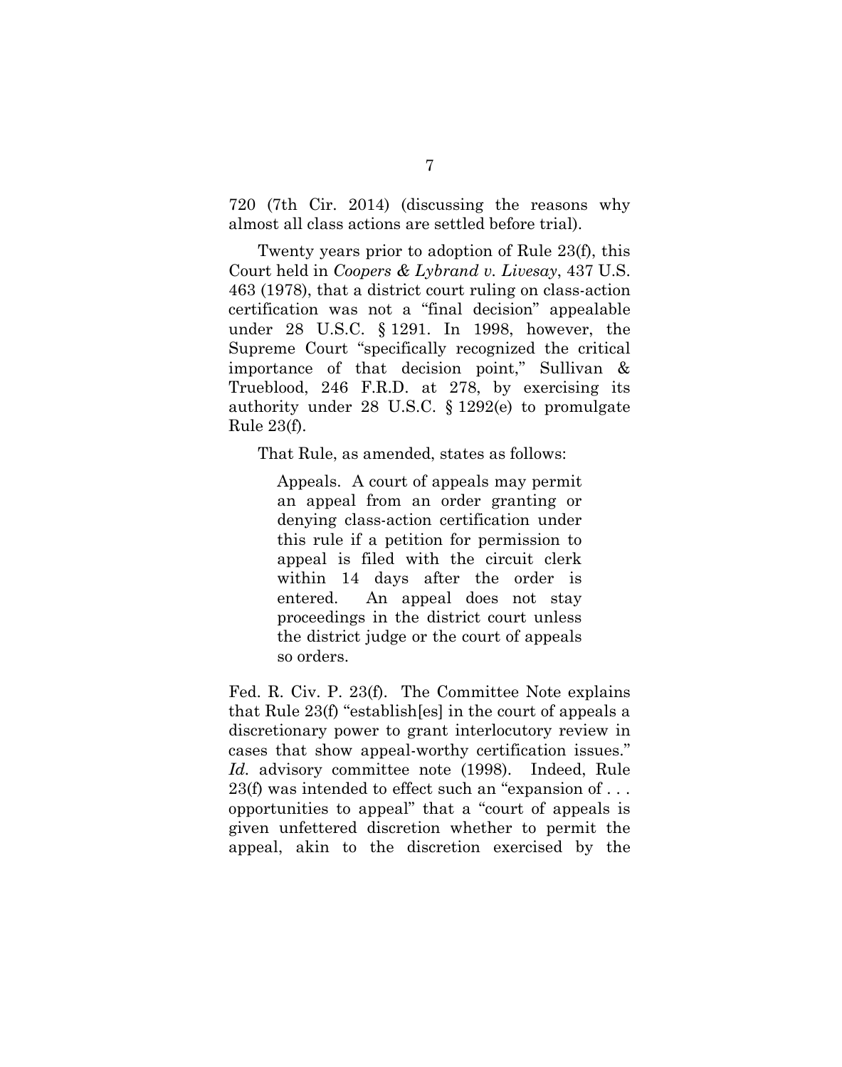720 (7th Cir. 2014) (discussing the reasons why almost all class actions are settled before trial).

Twenty years prior to adoption of Rule 23(f), this Court held in *Coopers & Lybrand v. Livesay*, 437 U.S. 463 (1978), that a district court ruling on class-action certification was not a "final decision" appealable under 28 U.S.C. § 1291. In 1998, however, the Supreme Court "specifically recognized the critical importance of that decision point," Sullivan & Trueblood, 246 F.R.D. at 278, by exercising its authority under 28 U.S.C. § 1292(e) to promulgate Rule 23(f).

That Rule, as amended, states as follows:

> Appeals. A court of appeals may permit an appeal from an order granting or denying class-action certification under this rule if a petition for permission to appeal is filed with the circuit clerk within 14 days after the order is entered. An appeal does not stay proceedings in the district court unless the district judge or the court of appeals so orders.

Fed. R. Civ. P. 23(f). The Committee Note explains that Rule 23(f) "establish[es] in the court of appeals a discretionary power to grant interlocutory review in cases that show appeal-worthy certification issues." *Id.* advisory committee note (1998). Indeed, Rule 23(f) was intended to effect such an "expansion of . . . opportunities to appeal" that a "court of appeals is given unfettered discretion whether to permit the appeal, akin to the discretion exercised by the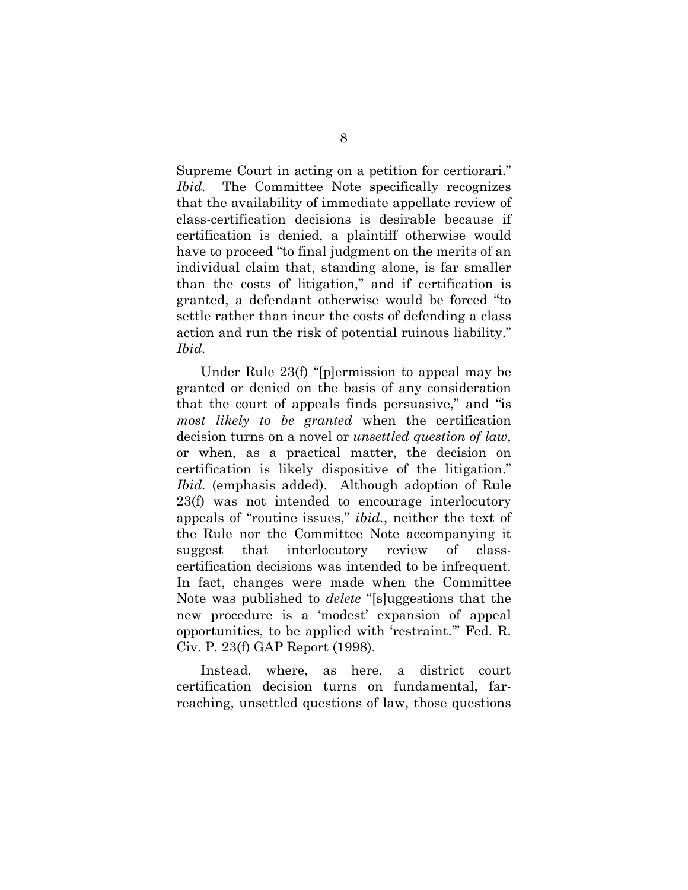Supreme Court in acting on a petition for certiorari." *Ibid.* The Committee Note specifically recognizes that the availability of immediate appellate review of class-certification decisions is desirable because if certification is denied, a plaintiff otherwise would have to proceed "to final judgment on the merits of an individual claim that, standing alone, is far smaller than the costs of litigation," and if certification is granted, a defendant otherwise would be forced "to settle rather than incur the costs of defending a class action and run the risk of potential ruinous liability." *Ibid.*

Under Rule 23(f) "[p]ermission to appeal may be granted or denied on the basis of any consideration that the court of appeals finds persuasive," and "is *most likely to be granted* when the certification decision turns on a novel or *unsettled question of law*, or when, as a practical matter, the decision on certification is likely dispositive of the litigation." *Ibid.* (emphasis added). Although adoption of Rule 23(f) was not intended to encourage interlocutory appeals of "routine issues," *ibid.*, neither the text of the Rule nor the Committee Note accompanying it suggest that interlocutory review of class-certification decisions was intended to be infrequent. In fact, changes were made when the Committee Note was published to *delete* "[s]uggestions that the new procedure is a 'modest' expansion of appeal opportunities, to be applied with 'restraint.'" Fed. R. Civ. P. 23(f) GAP Report (1998).

Instead, where, as here, a district court certification decision turns on fundamental, far-reaching, unsettled questions of law, those questions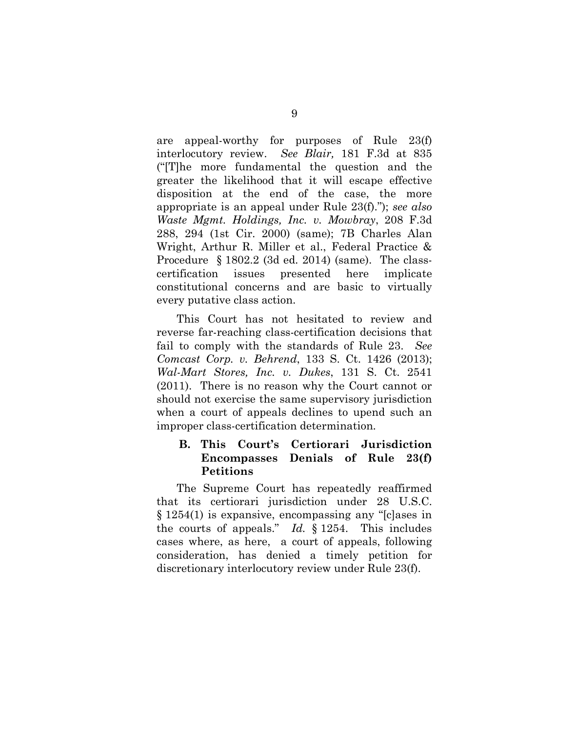are appeal-worthy for purposes of Rule 23(f) interlocutory review. *See Blair,* 181 F.3d at 835 ("[T]he more fundamental the question and the greater the likelihood that it will escape effective disposition at the end of the case, the more appropriate is an appeal under Rule 23(f)."); *see also Waste Mgmt. Holdings, Inc. v. Mowbray*, 208 F.3d 288, 294 (1st Cir. 2000) (same); 7B Charles Alan Wright, Arthur R. Miller et al., Federal Practice & Procedure § 1802.2 (3d ed. 2014) (same). The class-certification issues presented here implicate constitutional concerns and are basic to virtually every putative class action.

This Court has not hesitated to review and reverse far-reaching class-certification decisions that fail to comply with the standards of Rule 23. *See Comcast Corp. v. Behrend*, 133 S. Ct. 1426 (2013); *Wal-Mart Stores, Inc. v. Dukes*, 131 S. Ct. 2541 (2011). There is no reason why the Court cannot or should not exercise the same supervisory jurisdiction when a court of appeals declines to upend such an improper class-certification determination.

### B. This Court's Certiorari Jurisdiction Encompasses Denials of Rule 23(f) Petitions

The Supreme Court has repeatedly reaffirmed that its certiorari jurisdiction under 28 U.S.C. § 1254(1) is expansive, encompassing any "[c]ases in the courts of appeals." *Id.* § 1254. This includes cases where, as here, a court of appeals, following consideration, has denied a timely petition for discretionary interlocutory review under Rule 23(f).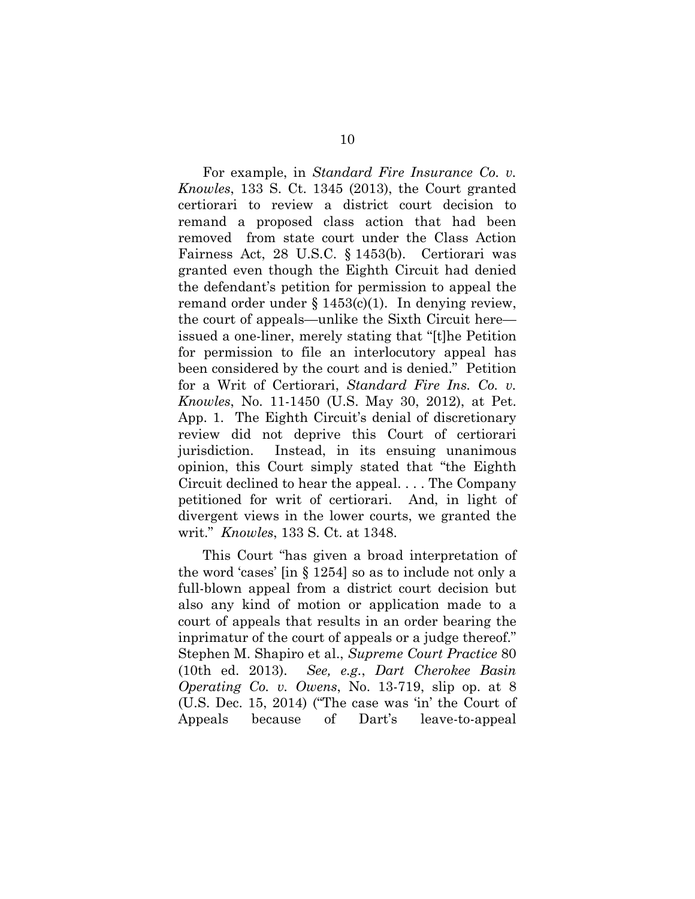For example, in *Standard Fire Insurance Co. v. Knowles*, 133 S. Ct. 1345 (2013), the Court granted certiorari to review a district court decision to remand a proposed class action that had been removed from state court under the Class Action Fairness Act, 28 U.S.C. § 1453(b). Certiorari was granted even though the Eighth Circuit had denied the defendant's petition for permission to appeal the remand order under § 1453(c)(1). In denying review, the court of appeals—unlike the Sixth Circuit here—issued a one-liner, merely stating that "[t]he Petition for permission to file an interlocutory appeal has been considered by the court and is denied." Petition for a Writ of Certiorari, *Standard Fire Ins. Co. v. Knowles*, No. 11-1450 (U.S. May 30, 2012), at Pet. App. 1. The Eighth Circuit's denial of discretionary review did not deprive this Court of certiorari jurisdiction. Instead, in its ensuing unanimous opinion, this Court simply stated that "the Eighth Circuit declined to hear the appeal. . . . The Company petitioned for writ of certiorari. And, in light of divergent views in the lower courts, we granted the writ." *Knowles*, 133 S. Ct. at 1348.

This Court "has given a broad interpretation of the word 'cases' [in § 1254] so as to include not only a full-blown appeal from a district court decision but also any kind of motion or application made to a court of appeals that results in an order bearing the inprimatur of the court of appeals or a judge thereof." Stephen M. Shapiro et al., *Supreme Court Practice* 80 (10th ed. 2013). *See, e.g.*, *Dart Cherokee Basin Operating Co. v. Owens*, No. 13-719, slip op. at 8 (U.S. Dec. 15, 2014) ("The case was 'in' the Court of Appeals because of Dart's leave-to-appeal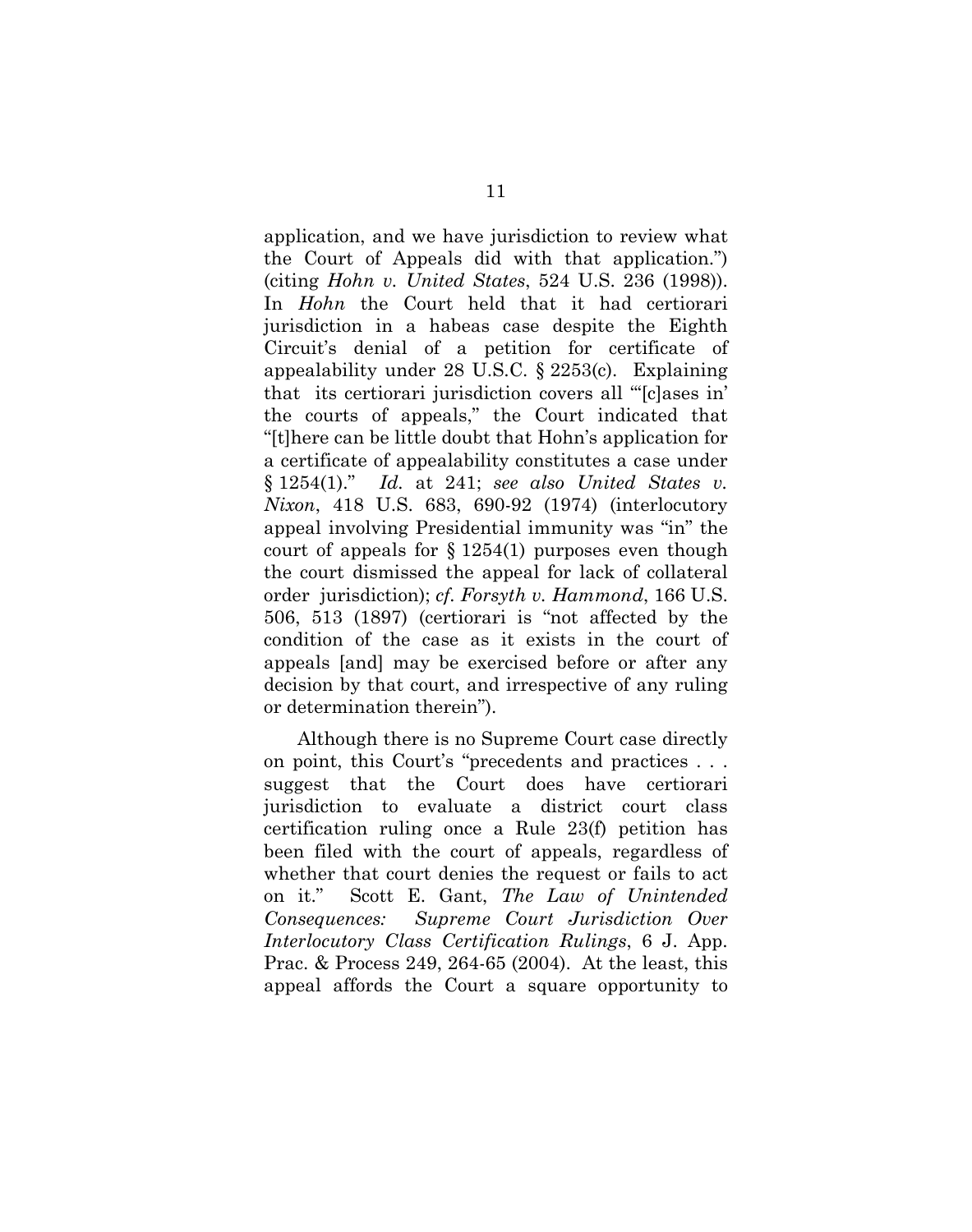application, and we have jurisdiction to review what the Court of Appeals did with that application.") (citing *Hohn v. United States*, 524 U.S. 236 (1998)). In *Hohn* the Court held that it had certiorari jurisdiction in a habeas case despite the Eighth Circuit's denial of a petition for certificate of appealability under 28 U.S.C. § 2253(c). Explaining that its certiorari jurisdiction covers all "'[c]ases in' the courts of appeals," the Court indicated that "[t]here can be little doubt that Hohn's application for a certificate of appealability constitutes a case under § 1254(1)." *Id.* at 241; *see also United States v. Nixon*, 418 U.S. 683, 690-92 (1974) (interlocutory appeal involving Presidential immunity was "in" the court of appeals for § 1254(1) purposes even though the court dismissed the appeal for lack of collateral order jurisdiction); *cf. Forsyth v. Hammond*, 166 U.S. 506, 513 (1897) (certiorari is "not affected by the condition of the case as it exists in the court of appeals [and] may be exercised before or after any decision by that court, and irrespective of any ruling or determination therein").

Although there is no Supreme Court case directly on point, this Court's "precedents and practices . . . suggest that the Court does have certiorari jurisdiction to evaluate a district court class certification ruling once a Rule 23(f) petition has been filed with the court of appeals, regardless of whether that court denies the request or fails to act on it." Scott E. Gant, *The Law of Unintended Consequences: Supreme Court Jurisdiction Over Interlocutory Class Certification Rulings*, 6 J. App. Prac. & Process 249, 264-65 (2004). At the least, this appeal affords the Court a square opportunity to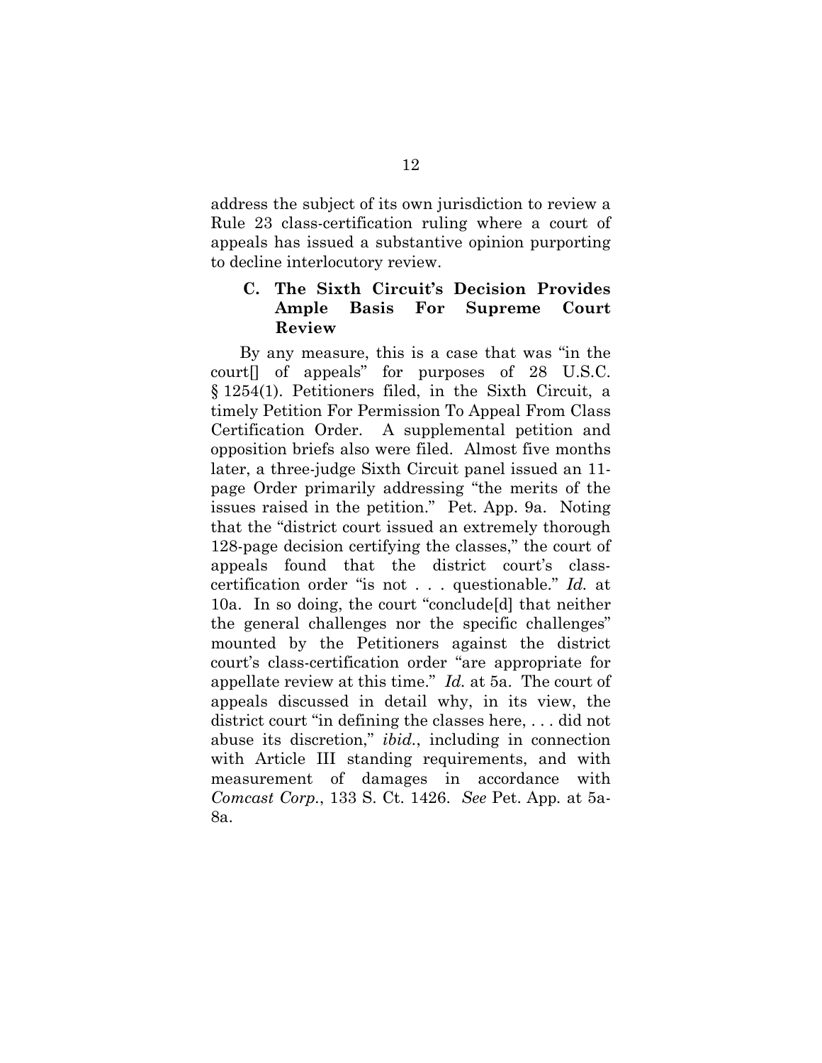address the subject of its own jurisdiction to review a Rule 23 class-certification ruling where a court of appeals has issued a substantive opinion purporting to decline interlocutory review.

### C. The Sixth Circuit's Decision Provides Ample Basis For Supreme Court Review

By any measure, this is a case that was "in the court[] of appeals" for purposes of 28 U.S.C. § 1254(1). Petitioners filed, in the Sixth Circuit, a timely Petition For Permission To Appeal From Class Certification Order. A supplemental petition and opposition briefs also were filed. Almost five months later, a three-judge Sixth Circuit panel issued an 11-page Order primarily addressing "the merits of the issues raised in the petition." Pet. App. 9a. Noting that the "district court issued an extremely thorough 128-page decision certifying the classes," the court of appeals found that the district court's class-certification order "is not . . . questionable." *Id.* at 10a. In so doing, the court "conclude[d] that neither the general challenges nor the specific challenges" mounted by the Petitioners against the district court's class-certification order "are appropriate for appellate review at this time." *Id.* at 5a. The court of appeals discussed in detail why, in its view, the district court "in defining the classes here, . . . did not abuse its discretion," *ibid.*, including in connection with Article III standing requirements, and with measurement of damages in accordance with *Comcast Corp.*, 133 S. Ct. 1426. *See* Pet. App. at 5a-8a.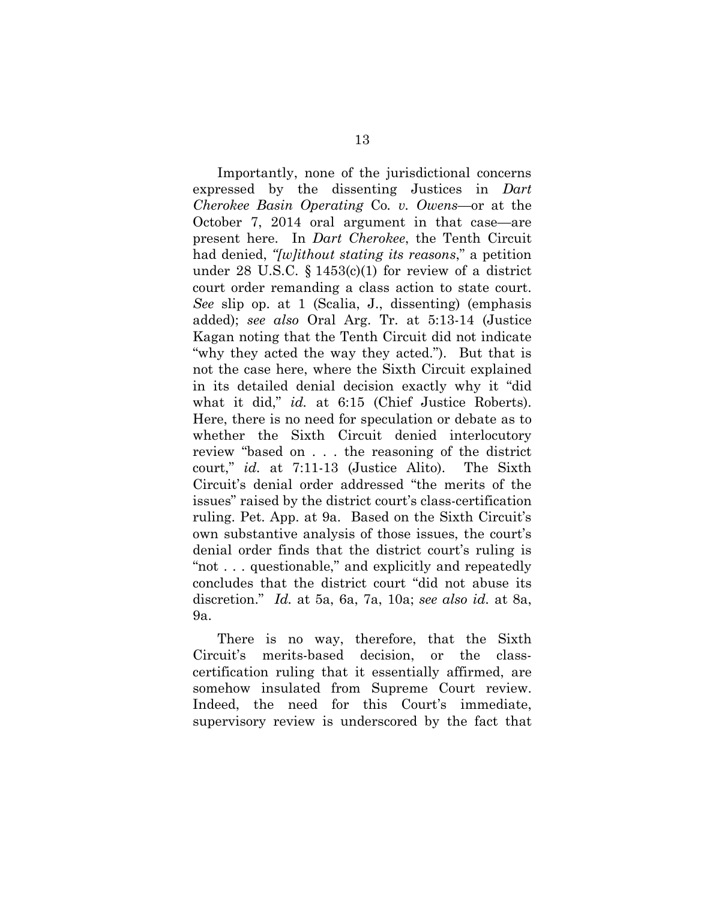Importantly, none of the jurisdictional concerns expressed by the dissenting Justices in *Dart Cherokee Basin Operating* Co. *v. Owens*—or at the October 7, 2014 oral argument in that case—are present here. In *Dart Cherokee*, the Tenth Circuit had denied, *"[w]ithout stating its reasons*," a petition under 28 U.S.C. § 1453(c)(1) for review of a district court order remanding a class action to state court. *See* slip op. at 1 (Scalia, J., dissenting) (emphasis added); *see also* Oral Arg. Tr. at 5:13-14 (Justice Kagan noting that the Tenth Circuit did not indicate "why they acted the way they acted."). But that is not the case here, where the Sixth Circuit explained in its detailed denial decision exactly why it "did what it did," *id.* at 6:15 (Chief Justice Roberts). Here, there is no need for speculation or debate as to whether the Sixth Circuit denied interlocutory review "based on . . . the reasoning of the district court," *id.* at 7:11-13 (Justice Alito). The Sixth Circuit's denial order addressed "the merits of the issues" raised by the district court's class-certification ruling. Pet. App. at 9a. Based on the Sixth Circuit's own substantive analysis of those issues, the court's denial order finds that the district court's ruling is "not . . . questionable," and explicitly and repeatedly concludes that the district court "did not abuse its discretion." *Id.* at 5a, 6a, 7a, 10a; *see also id.* at 8a, 9a.

There is no way, therefore, that the Sixth Circuit's merits-based decision, or the class-certification ruling that it essentially affirmed, are somehow insulated from Supreme Court review. Indeed, the need for this Court's immediate, supervisory review is underscored by the fact that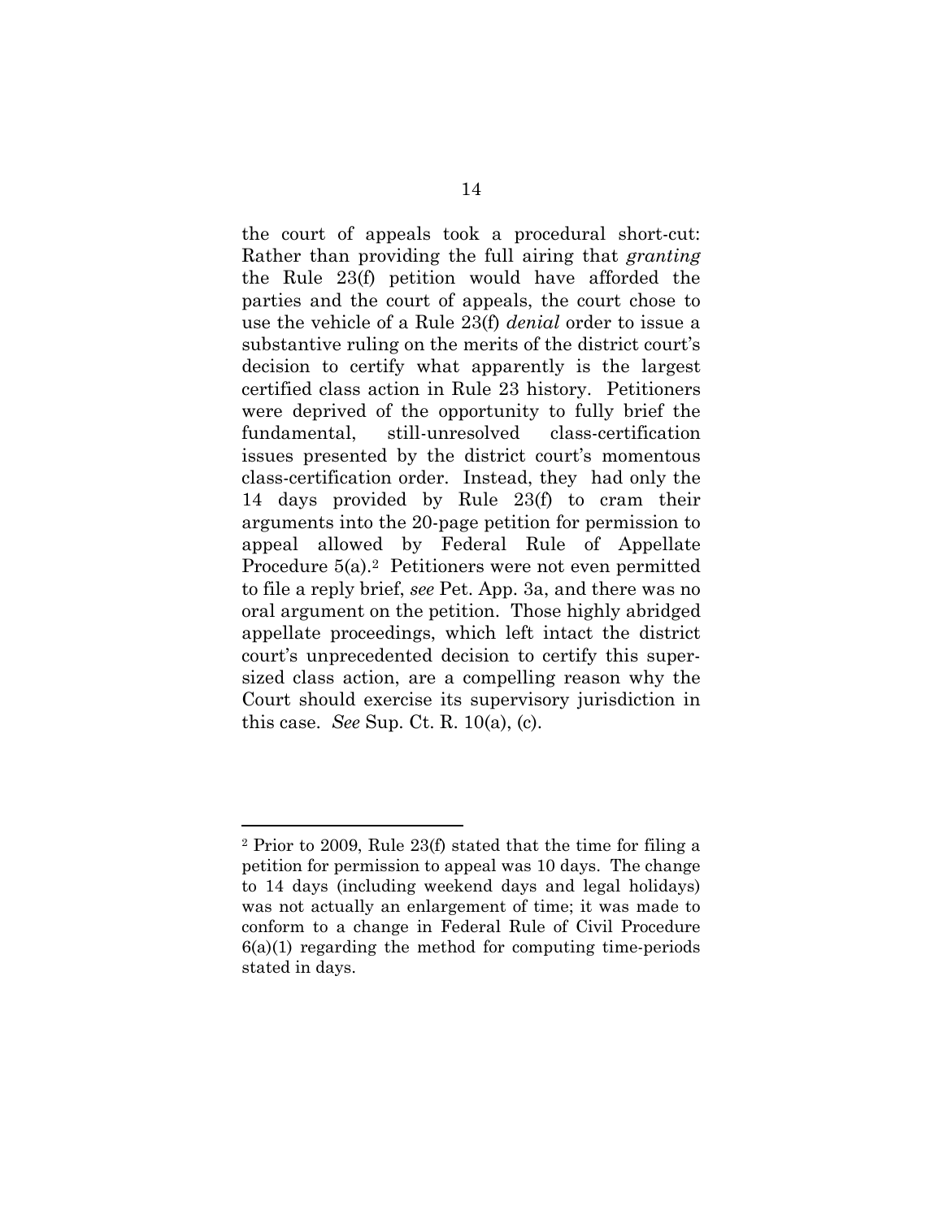the court of appeals took a procedural short-cut: Rather than providing the full airing that *granting* the Rule 23(f) petition would have afforded the parties and the court of appeals, the court chose to use the vehicle of a Rule 23(f) *denial* order to issue a substantive ruling on the merits of the district court's decision to certify what apparently is the largest certified class action in Rule 23 history. Petitioners were deprived of the opportunity to fully brief the fundamental, still-unresolved class-certification issues presented by the district court's momentous class-certification order. Instead, they had only the 14 days provided by Rule 23(f) to cram their arguments into the 20-page petition for permission to appeal allowed by Federal Rule of Appellate Procedure 5(a).[2] Petitioners were not even permitted to file a reply brief, *see* Pet. App. 3a, and there was no oral argument on the petition. Those highly abridged appellate proceedings, which left intact the district court's unprecedented decision to certify this super-sized class action, are a compelling reason why the Court should exercise its supervisory jurisdiction in this case. *See* Sup. Ct. R. 10(a), (c).

---

[2] Prior to 2009, Rule 23(f) stated that the time for filing a petition for permission to appeal was 10 days. The change to 14 days (including weekend days and legal holidays) was not actually an enlargement of time; it was made to conform to a change in Federal Rule of Civil Procedure 6(a)(1) regarding the method for computing time-periods stated in days.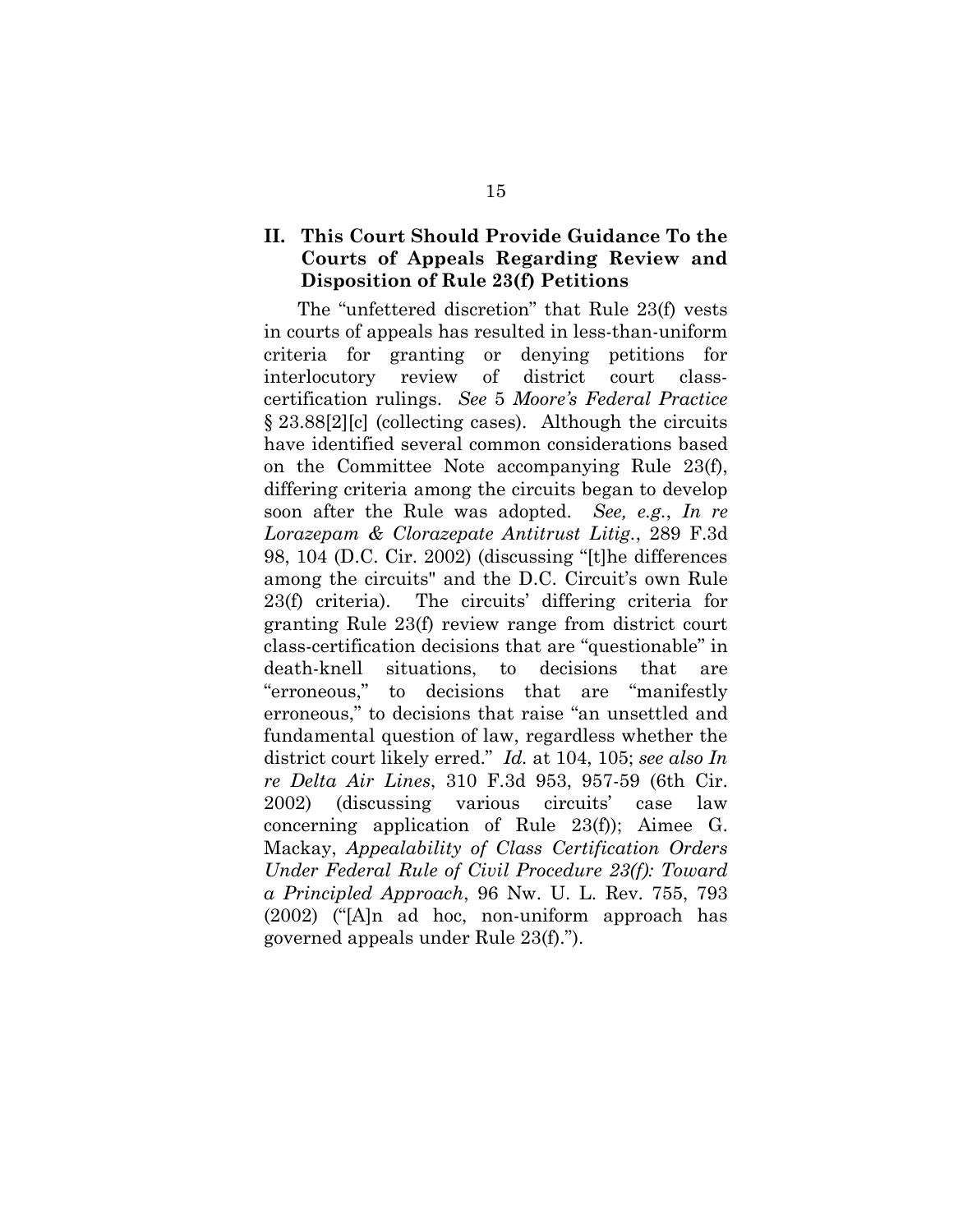## II. This Court Should Provide Guidance To the Courts of Appeals Regarding Review and Disposition of Rule 23(f) Petitions

The "unfettered discretion" that Rule 23(f) vests in courts of appeals has resulted in less-than-uniform criteria for granting or denying petitions for interlocutory review of district court class-certification rulings. *See* 5 *Moore's Federal Practice* § 23.88[2][c] (collecting cases). Although the circuits have identified several common considerations based on the Committee Note accompanying Rule 23(f), differing criteria among the circuits began to develop soon after the Rule was adopted. *See, e.g.*, *In re Lorazepam & Clorazepate Antitrust Litig.*, 289 F.3d 98, 104 (D.C. Cir. 2002) (discussing "[t]he differences among the circuits" and the D.C. Circuit's own Rule 23(f) criteria). The circuits' differing criteria for granting Rule 23(f) review range from district court class-certification decisions that are "questionable" in death-knell situations, to decisions that are "erroneous," to decisions that are "manifestly erroneous," to decisions that raise "an unsettled and fundamental question of law, regardless whether the district court likely erred." *Id.* at 104, 105; *see also In re Delta Air Lines*, 310 F.3d 953, 957-59 (6th Cir. 2002) (discussing various circuits' case law concerning application of Rule 23(f)); Aimee G. Mackay, *Appealability of Class Certification Orders Under Federal Rule of Civil Procedure 23(f): Toward a Principled Approach*, 96 Nw. U. L. Rev. 755, 793 (2002) ("[A]n ad hoc, non-uniform approach has governed appeals under Rule 23(f).").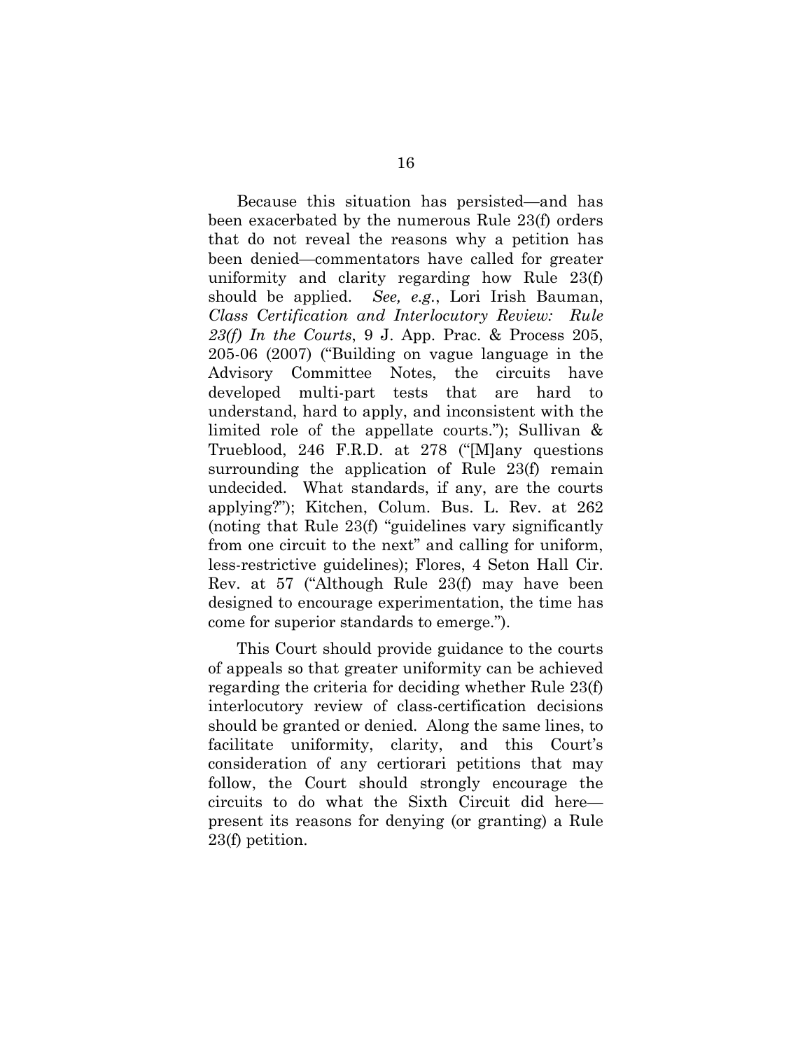Because this situation has persisted—and has been exacerbated by the numerous Rule 23(f) orders that do not reveal the reasons why a petition has been denied—commentators have called for greater uniformity and clarity regarding how Rule 23(f) should be applied. *See, e.g.*, Lori Irish Bauman, *Class Certification and Interlocutory Review: Rule 23(f) In the Courts*, 9 J. App. Prac. & Process 205, 205-06 (2007) ("Building on vague language in the Advisory Committee Notes, the circuits have developed multi-part tests that are hard to understand, hard to apply, and inconsistent with the limited role of the appellate courts."); Sullivan & Trueblood, 246 F.R.D. at 278 ("[M]any questions surrounding the application of Rule 23(f) remain undecided. What standards, if any, are the courts applying?"); Kitchen, Colum. Bus. L. Rev. at 262 (noting that Rule 23(f) "guidelines vary significantly from one circuit to the next" and calling for uniform, less-restrictive guidelines); Flores, 4 Seton Hall Cir. Rev. at 57 ("Although Rule 23(f) may have been designed to encourage experimentation, the time has come for superior standards to emerge.").

This Court should provide guidance to the courts of appeals so that greater uniformity can be achieved regarding the criteria for deciding whether Rule 23(f) interlocutory review of class-certification decisions should be granted or denied. Along the same lines, to facilitate uniformity, clarity, and this Court's consideration of any certiorari petitions that may follow, the Court should strongly encourage the circuits to do what the Sixth Circuit did here—present its reasons for denying (or granting) a Rule 23(f) petition.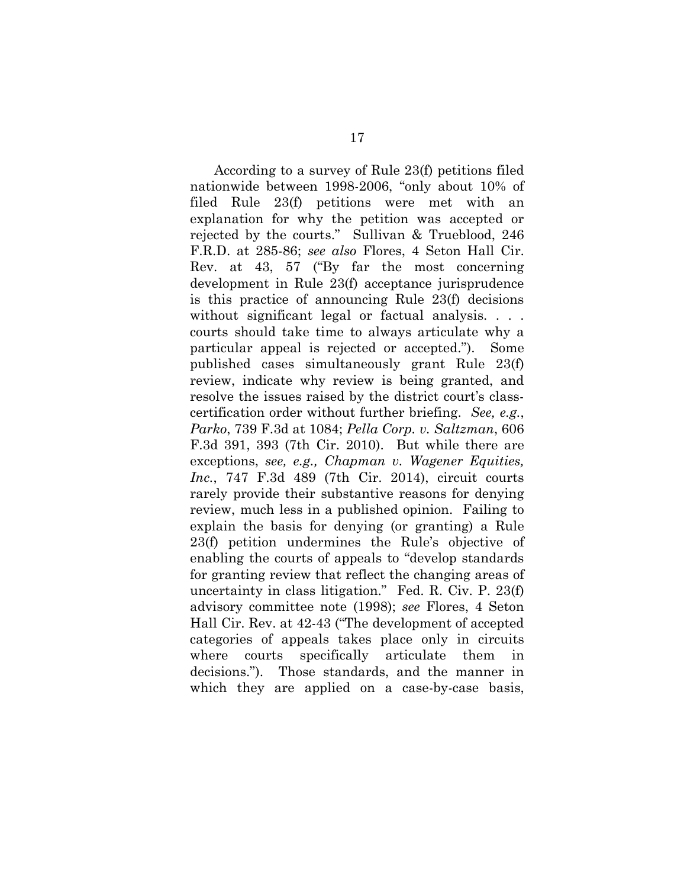According to a survey of Rule 23(f) petitions filed nationwide between 1998-2006, "only about 10% of filed Rule 23(f) petitions were met with an explanation for why the petition was accepted or rejected by the courts." Sullivan & Trueblood, 246 F.R.D. at 285-86; *see also* Flores, 4 Seton Hall Cir. Rev. at 43, 57 ("By far the most concerning development in Rule 23(f) acceptance jurisprudence is this practice of announcing Rule 23(f) decisions without significant legal or factual analysis. . . . courts should take time to always articulate why a particular appeal is rejected or accepted."). Some published cases simultaneously grant Rule 23(f) review, indicate why review is being granted, and resolve the issues raised by the district court's class-certification order without further briefing. *See, e.g.*, *Parko*, 739 F.3d at 1084; *Pella Corp. v. Saltzman*, 606 F.3d 391, 393 (7th Cir. 2010). But while there are exceptions, *see, e.g., Chapman v. Wagener Equities, Inc.*, 747 F.3d 489 (7th Cir. 2014), circuit courts rarely provide their substantive reasons for denying review, much less in a published opinion. Failing to explain the basis for denying (or granting) a Rule 23(f) petition undermines the Rule's objective of enabling the courts of appeals to "develop standards for granting review that reflect the changing areas of uncertainty in class litigation." Fed. R. Civ. P. 23(f) advisory committee note (1998); *see* Flores, 4 Seton Hall Cir. Rev. at 42-43 ("The development of accepted categories of appeals takes place only in circuits where courts specifically articulate them in decisions."). Those standards, and the manner in which they are applied on a case-by-case basis,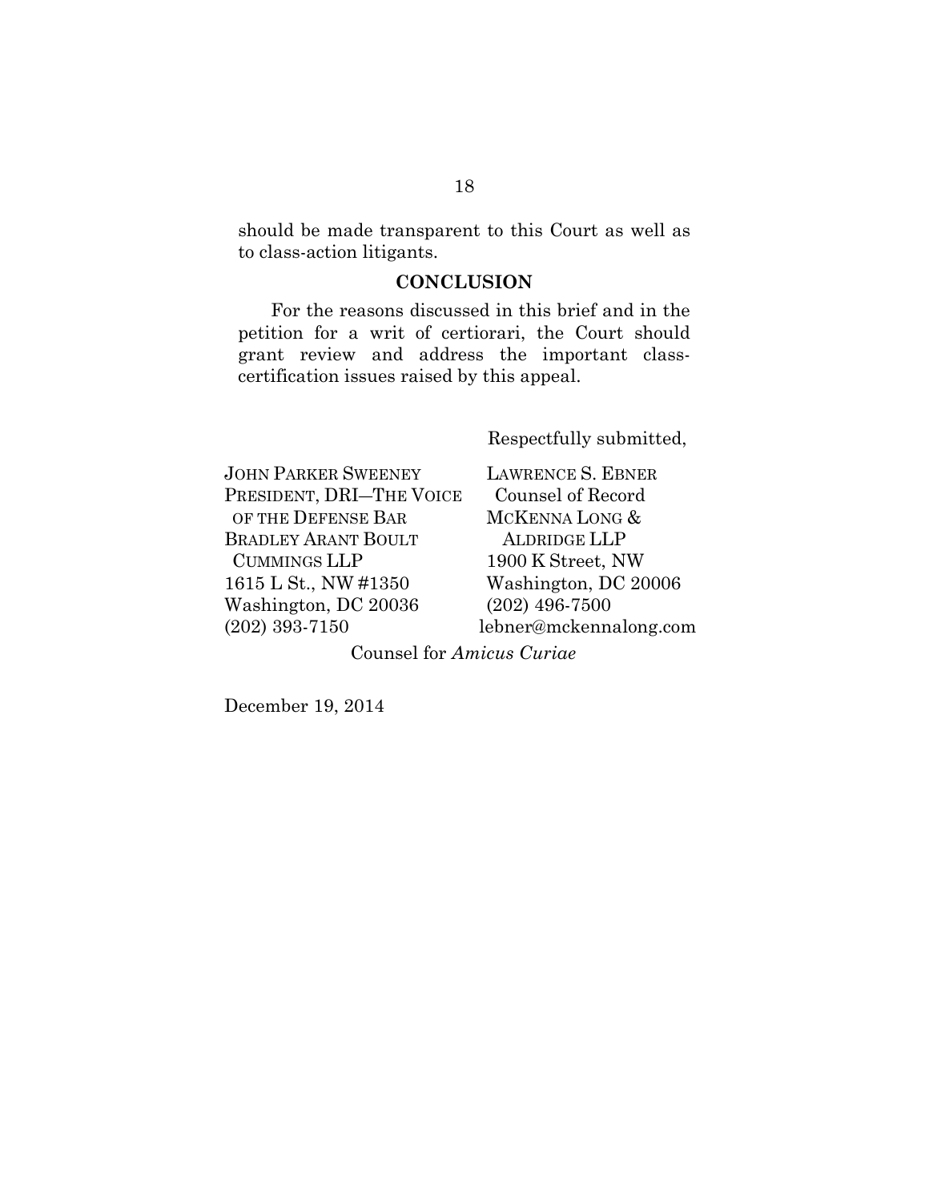should be made transparent to this Court as well as to class-action litigants.

## CONCLUSION

For the reasons discussed in this brief and in the petition for a writ of certiorari, the Court should grant review and address the important class-certification issues raised by this appeal.

Respectfully submitted,

JOHN PARKER SWEENEY
PRESIDENT, DRI—THE VOICE OF THE DEFENSE BAR
BRADLEY ARANT BOULT CUMMINGS LLP
1615 L St., NW #1350
Washington, DC 20036
(202) 393-7150

LAWRENCE S. EBNER
Counsel of Record
MCKENNA LONG & ALDRIDGE LLP
1900 K Street, NW
Washington, DC 20006
(202) 496-7500
lebner@mckennalong.com

Counsel for *Amicus Curiae*

December 19, 2014